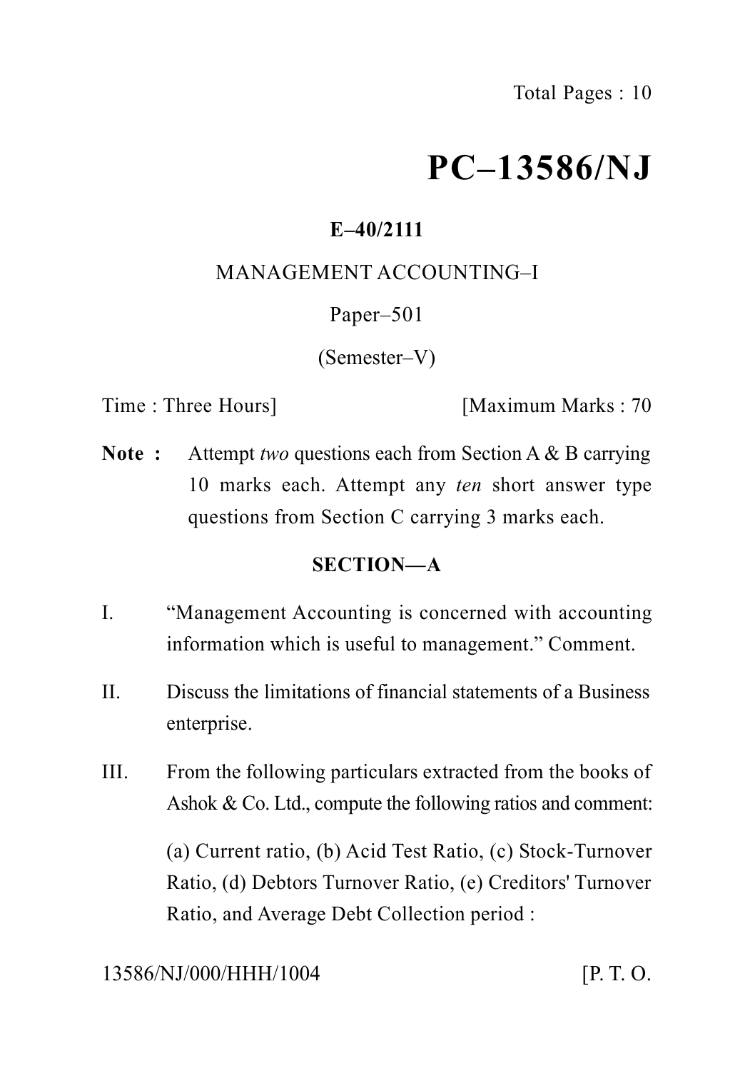# PC–13586/NJ

**E–40/2111**

MANAGEMENT ACCOUNTING–I

Paper–501

(Semester–V)

Time : Three Hours] [Maximum Marks : 70

**Note :** Attempt *two* questions each from Section A & B carrying 10 marks each. Attempt any *ten* short answer type questions from Section C carrying 3 marks each.

## SECTION—A

I. "Management Accounting is concerned with accounting information which is useful to management." Comment.

II. Discuss the limitations of financial statements of a Business enterprise.

III. From the following particulars extracted from the books of Ashok & Co. Ltd., compute the following ratios and comment:

(a) Current ratio, (b) Acid Test Ratio, (c) Stock-Turnover Ratio, (d) Debtors Turnover Ratio, (e) Creditors' Turnover Ratio, and Average Debt Collection period :

13586/NJ/000/HHH/1004 [P. T. O.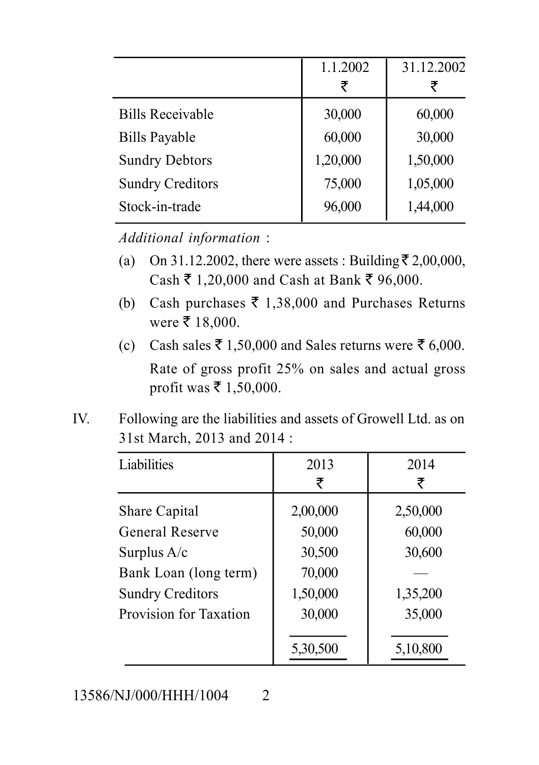| | 1.1.2002<br>₹ | 31.12.2002<br>₹ |
|---|---|---|
| Bills Receivable | 30,000 | 60,000 |
| Bills Payable | 60,000 | 30,000 |
| Sundry Debtors | 1,20,000 | 1,50,000 |
| Sundry Creditors | 75,000 | 1,05,000 |
| Stock-in-trade | 96,000 | 1,44,000 |

*Additional information* :

(a) On 31.12.2002, there were assets : Building ₹ 2,00,000, Cash ₹ 1,20,000 and Cash at Bank ₹ 96,000.

(b) Cash purchases ₹ 1,38,000 and Purchases Returns were ₹ 18,000.

(c) Cash sales ₹ 1,50,000 and Sales returns were ₹ 6,000.

Rate of gross profit 25% on sales and actual gross profit was ₹ 1,50,000.

IV. Following are the liabilities and assets of Growell Ltd. as on 31st March, 2013 and 2014 :

| Liabilities | 2013<br>₹ | 2014<br>₹ |
|---|---|---|
| Share Capital | 2,00,000 | 2,50,000 |
| General Reserve | 50,000 | 60,000 |
| Surplus A/c | 30,500 | 30,600 |
| Bank Loan (long term) | 70,000 | — |
| Sundry Creditors | 1,50,000 | 1,35,200 |
| Provision for Taxation | 30,000 | 35,000 |
| | 5,30,500 | 5,10,800 |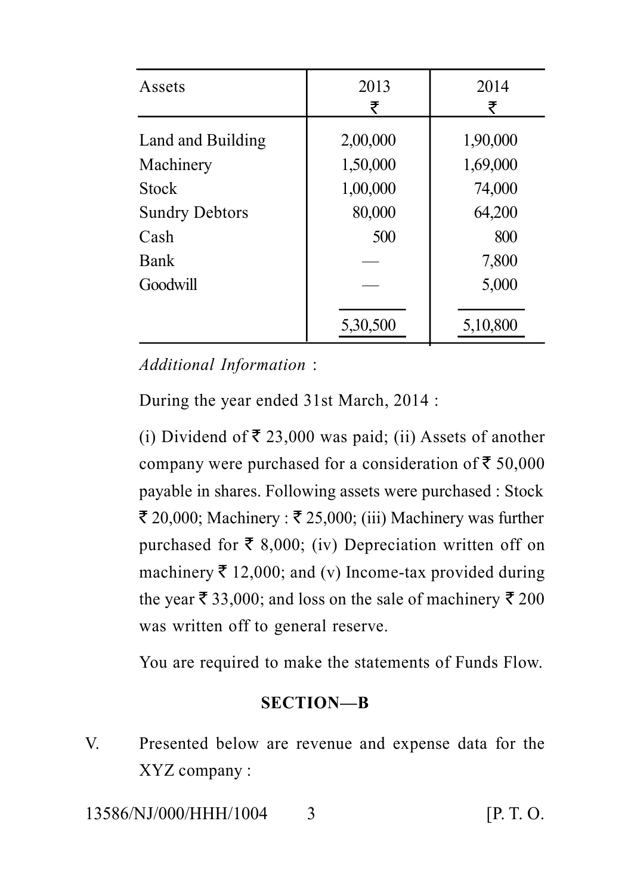| Assets | 2013 ₹ | 2014 ₹ |
|---|---|---|
| Land and Building | 2,00,000 | 1,90,000 |
| Machinery | 1,50,000 | 1,69,000 |
| Stock | 1,00,000 | 74,000 |
| Sundry Debtors | 80,000 | 64,200 |
| Cash | 500 | 800 |
| Bank | — | 7,800 |
| Goodwill | — | 5,000 |
| | 5,30,500 | 5,10,800 |

*Additional Information* :

During the year ended 31st March, 2014 :

(i) Dividend of ₹ 23,000 was paid; (ii) Assets of another company were purchased for a consideration of ₹ 50,000 payable in shares. Following assets were purchased : Stock ₹ 20,000; Machinery : ₹ 25,000; (iii) Machinery was further purchased for ₹ 8,000; (iv) Depreciation written off on machinery ₹ 12,000; and (v) Income-tax provided during the year ₹ 33,000; and loss on the sale of machinery ₹ 200 was written off to general reserve.

You are required to make the statements of Funds Flow.

## SECTION—B

V. Presented below are revenue and expense data for the XYZ company :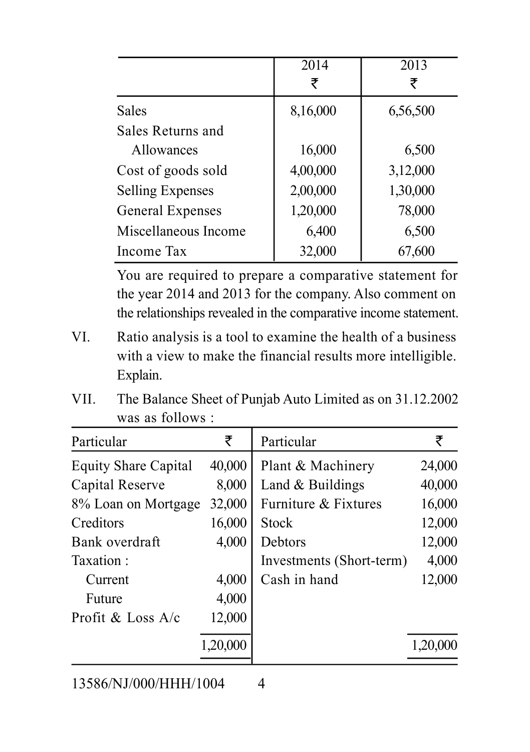| | 2014<br>₹ | 2013<br>₹ |
|---|---|---|
| Sales | 8,16,000 | 6,56,500 |
| Sales Returns and Allowances | 16,000 | 6,500 |
| Cost of goods sold | 4,00,000 | 3,12,000 |
| Selling Expenses | 2,00,000 | 1,30,000 |
| General Expenses | 1,20,000 | 78,000 |
| Miscellaneous Income | 6,400 | 6,500 |
| Income Tax | 32,000 | 67,600 |

You are required to prepare a comparative statement for the year 2014 and 2013 for the company. Also comment on the relationships revealed in the comparative income statement.

VI. Ratio analysis is a tool to examine the health of a business with a view to make the financial results more intelligible. Explain.

VII. The Balance Sheet of Punjab Auto Limited as on 31.12.2002 was as follows :

| Particular | ₹ | Particular | ₹ |
|---|---|---|---|
| Equity Share Capital | 40,000 | Plant & Machinery | 24,000 |
| Capital Reserve | 8,000 | Land & Buildings | 40,000 |
| 8% Loan on Mortgage | 32,000 | Furniture & Fixtures | 16,000 |
| Creditors | 16,000 | Stock | 12,000 |
| Bank overdraft | 4,000 | Debtors | 12,000 |
| Taxation : | | Investments (Short-term) | 4,000 |
| Current | 4,000 | Cash in hand | 12,000 |
| Future | 4,000 | | |
| Profit & Loss A/c | 12,000 | | |
| | 1,20,000 | | 1,20,000 |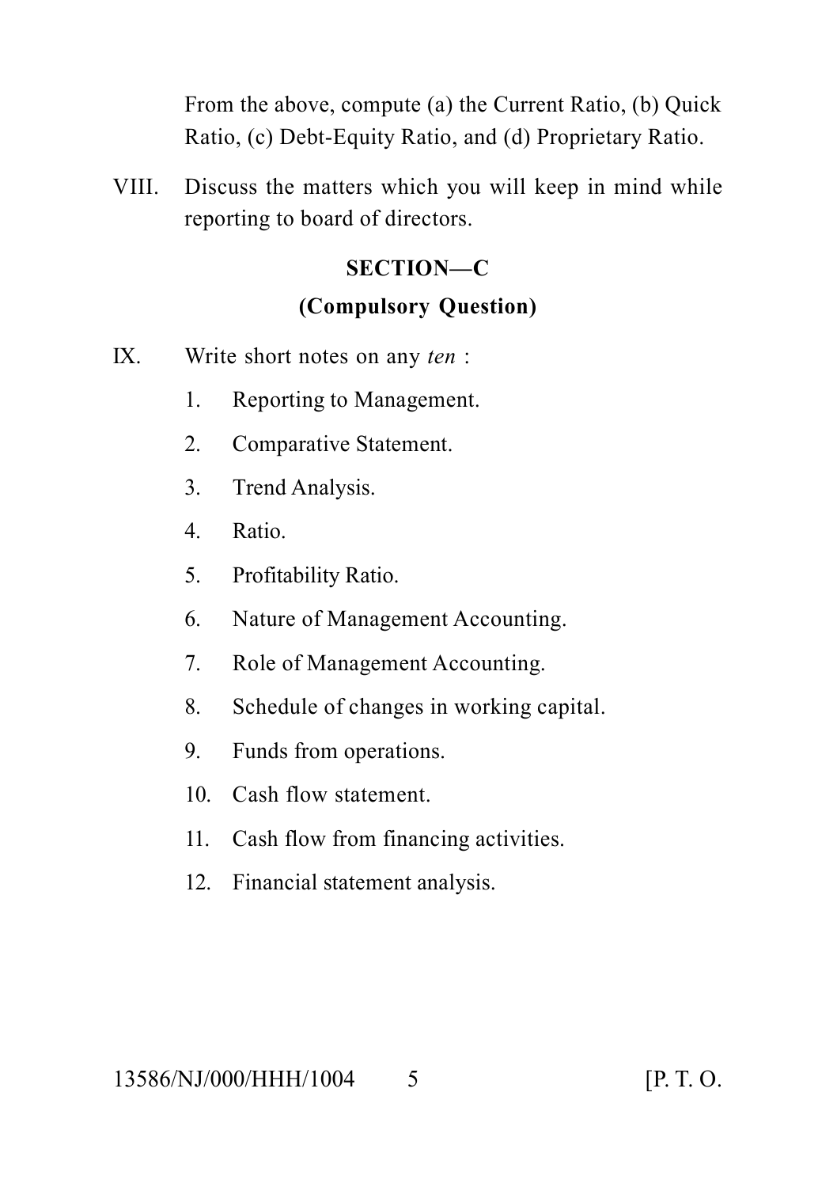From the above, compute (a) the Current Ratio, (b) Quick Ratio, (c) Debt-Equity Ratio, and (d) Proprietary Ratio.

VIII. Discuss the matters which you will keep in mind while reporting to board of directors.

## SECTION—C

### (Compulsory Question)

IX. Write short notes on any *ten* :

1. Reporting to Management.
2. Comparative Statement.
3. Trend Analysis.
4. Ratio.
5. Profitability Ratio.
6. Nature of Management Accounting.
7. Role of Management Accounting.
8. Schedule of changes in working capital.
9. Funds from operations.
10. Cash flow statement.
11. Cash flow from financing activities.
12. Financial statement analysis.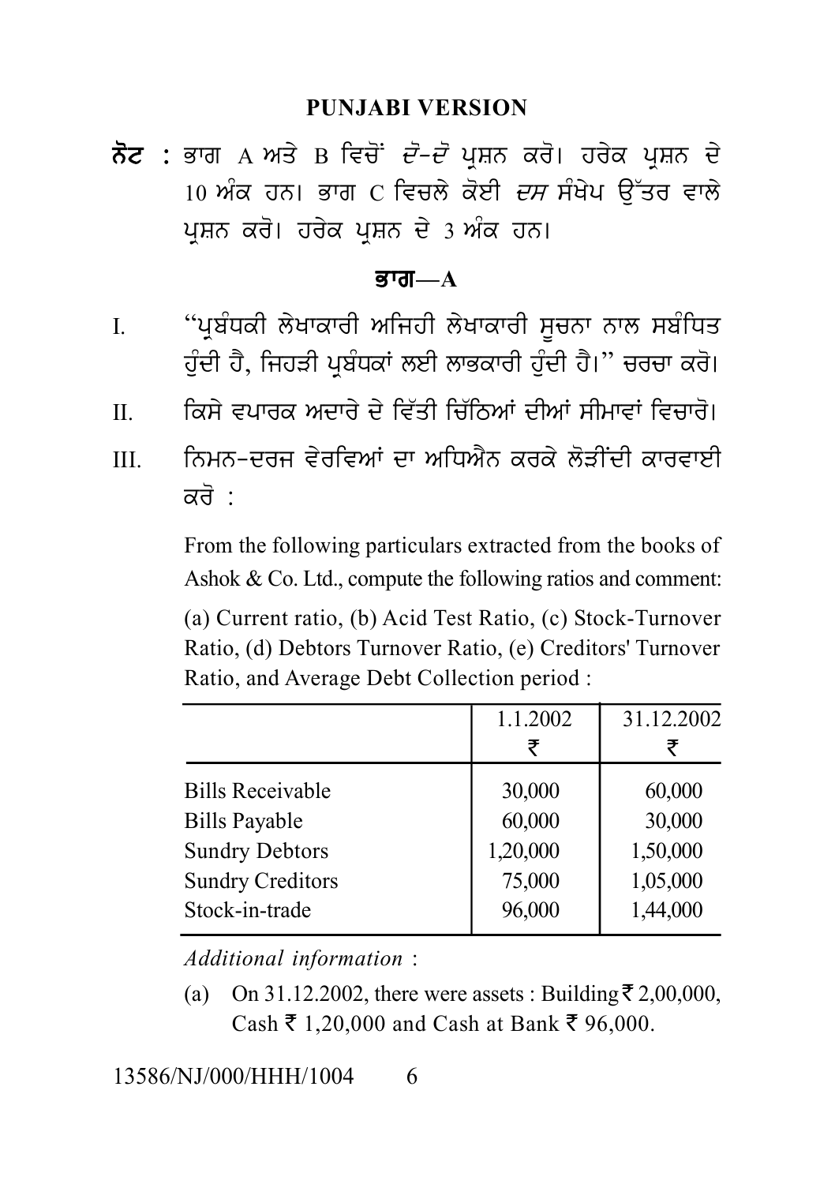## PUNJABI VERSION

**ਨੋਟ :** ਭਾਗ A ਅਤੇ B ਵਿਚੋਂ *ਦੋ-ਦੋ* ਪ੍ਰਸ਼ਨ ਕਰੋ। ਹਰੇਕ ਪ੍ਰਸ਼ਨ ਦੇ 10 ਅੰਕ ਹਨ। ਭਾਗ C ਵਿਚਲੇ ਕੋਈ *ਦਸ* ਸੰਖੇਪ ਉੱਤਰ ਵਾਲੇ ਪ੍ਰਸ਼ਨ ਕਰੋ। ਹਰੇਕ ਪ੍ਰਸ਼ਨ ਦੇ 3 ਅੰਕ ਹਨ।

### ਭਾਗ—A

I. "ਪ੍ਰਬੰਧਕੀ ਲੇਖਾਕਾਰੀ ਅਜਿਹੀ ਲੇਖਾਕਾਰੀ ਸੂਚਨਾ ਨਾਲ ਸਬੰਧਿਤ ਹੁੰਦੀ ਹੈ, ਜਿਹੜੀ ਪ੍ਰਬੰਧਕਾਂ ਲਈ ਲਾਭਕਾਰੀ ਹੁੰਦੀ ਹੈ।" ਚਰਚਾ ਕਰੋ।

II. ਕਿਸੇ ਵਪਾਰਕ ਅਦਾਰੇ ਦੇ ਵਿੱਤੀ ਚਿੱਠਿਆਂ ਦੀਆਂ ਸੀਮਾਵਾਂ ਵਿਚਾਰੋ।

III. ਨਿਮਨ-ਦਰਜ ਵੇਰਵਿਆਂ ਦਾ ਅਧਿਐਨ ਕਰਕੇ ਲੋੜੀਂਦੀ ਕਾਰਵਾਈ ਕਰੋ :

From the following particulars extracted from the books of Ashok & Co. Ltd., compute the following ratios and comment:

(a) Current ratio, (b) Acid Test Ratio, (c) Stock-Turnover Ratio, (d) Debtors Turnover Ratio, (e) Creditors' Turnover Ratio, and Average Debt Collection period :

| | 1.1.2002 ₹ | 31.12.2002 ₹ |
|---|---|---|
| Bills Receivable | 30,000 | 60,000 |
| Bills Payable | 60,000 | 30,000 |
| Sundry Debtors | 1,20,000 | 1,50,000 |
| Sundry Creditors | 75,000 | 1,05,000 |
| Stock-in-trade | 96,000 | 1,44,000 |

*Additional information* :

(a) On 31.12.2002, there were assets : Building ₹ 2,00,000, Cash ₹ 1,20,000 and Cash at Bank ₹ 96,000.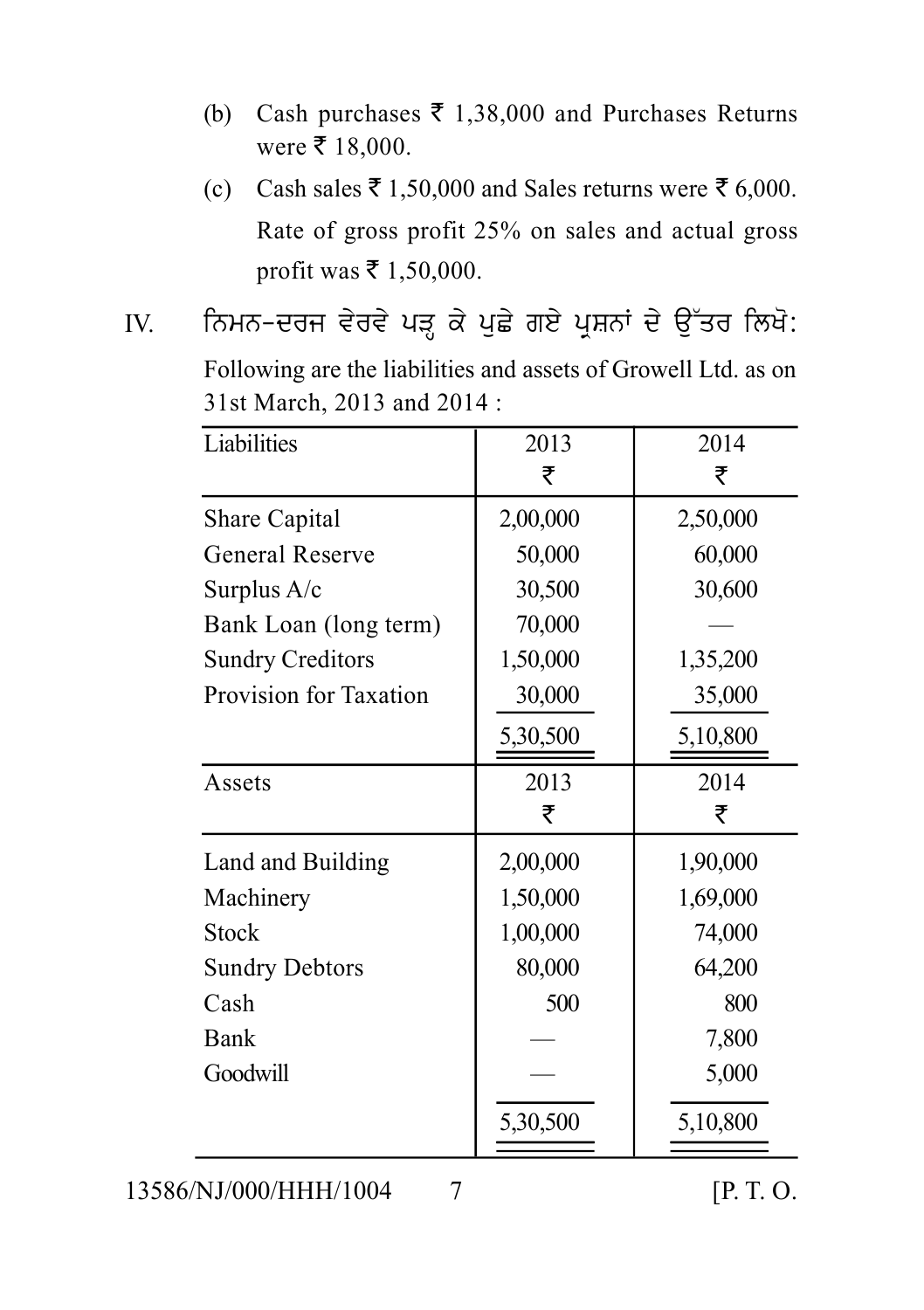(b) Cash purchases ₹ 1,38,000 and Purchases Returns were ₹ 18,000.

(c) Cash sales ₹ 1,50,000 and Sales returns were ₹ 6,000. Rate of gross profit 25% on sales and actual gross profit was ₹ 1,50,000.

IV. ਨਿਮਨ-ਦਰਜ ਵੇਰਵੇ ਪੜ੍ਹ ਕੇ ਪੁਛੇ ਗਏ ਪ੍ਰਸ਼ਨਾਂ ਦੇ ਉੱਤਰ ਲਿਖੋ:

Following are the liabilities and assets of Growell Ltd. as on 31st March, 2013 and 2014 :

| Liabilities | 2013 ₹ | 2014 ₹ |
|---|---|---|
| Share Capital | 2,00,000 | 2,50,000 |
| General Reserve | 50,000 | 60,000 |
| Surplus A/c | 30,500 | 30,600 |
| Bank Loan (long term) | 70,000 | — |
| Sundry Creditors | 1,50,000 | 1,35,200 |
| Provision for Taxation | 30,000 | 35,000 |
| | 5,30,500 | 5,10,800 |

| Assets | 2013 ₹ | 2014 ₹ |
|---|---|---|
| Land and Building | 2,00,000 | 1,90,000 |
| Machinery | 1,50,000 | 1,69,000 |
| Stock | 1,00,000 | 74,000 |
| Sundry Debtors | 80,000 | 64,200 |
| Cash | 500 | 800 |
| Bank | — | 7,800 |
| Goodwill | — | 5,000 |
| | 5,30,500 | 5,10,800 |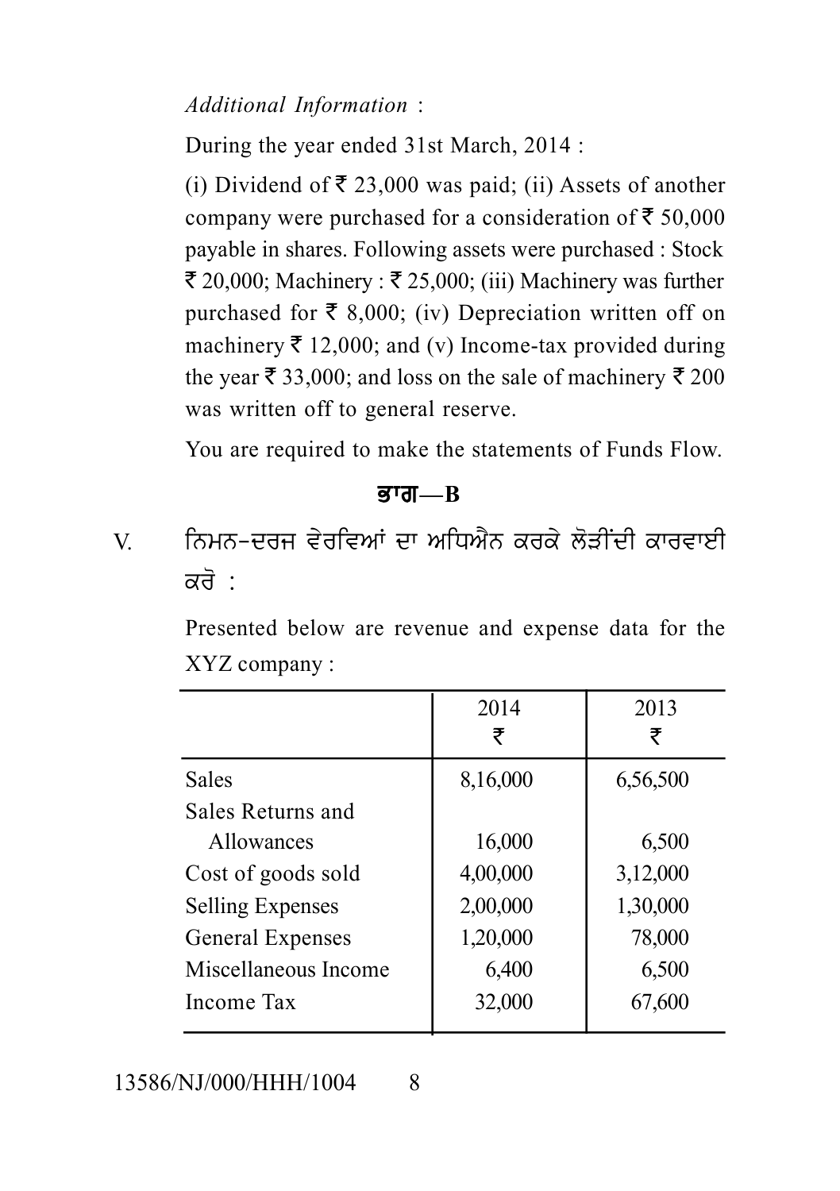*Additional Information* :

During the year ended 31st March, 2014 :

(i) Dividend of ₹ 23,000 was paid; (ii) Assets of another company were purchased for a consideration of ₹ 50,000 payable in shares. Following assets were purchased : Stock ₹ 20,000; Machinery : ₹ 25,000; (iii) Machinery was further purchased for ₹ 8,000; (iv) Depreciation written off on machinery ₹ 12,000; and (v) Income-tax provided during the year ₹ 33,000; and loss on the sale of machinery ₹ 200 was written off to general reserve.

You are required to make the statements of Funds Flow.

## ਭਾਗ—B

V. ਨਿਮਨ-ਦਰਜ ਵੇਰਵਿਆਂ ਦਾ ਅਧਿਐਨ ਕਰਕੇ ਲੋੜੀਂਦੀ ਕਾਰਵਾਈ ਕਰੋ :

Presented below are revenue and expense data for the XYZ company :

| | 2014 ₹ | 2013 ₹ |
|---|---|---|
| Sales | 8,16,000 | 6,56,500 |
| Sales Returns and Allowances | 16,000 | 6,500 |
| Cost of goods sold | 4,00,000 | 3,12,000 |
| Selling Expenses | 2,00,000 | 1,30,000 |
| General Expenses | 1,20,000 | 78,000 |
| Miscellaneous Income | 6,400 | 6,500 |
| Income Tax | 32,000 | 67,600 |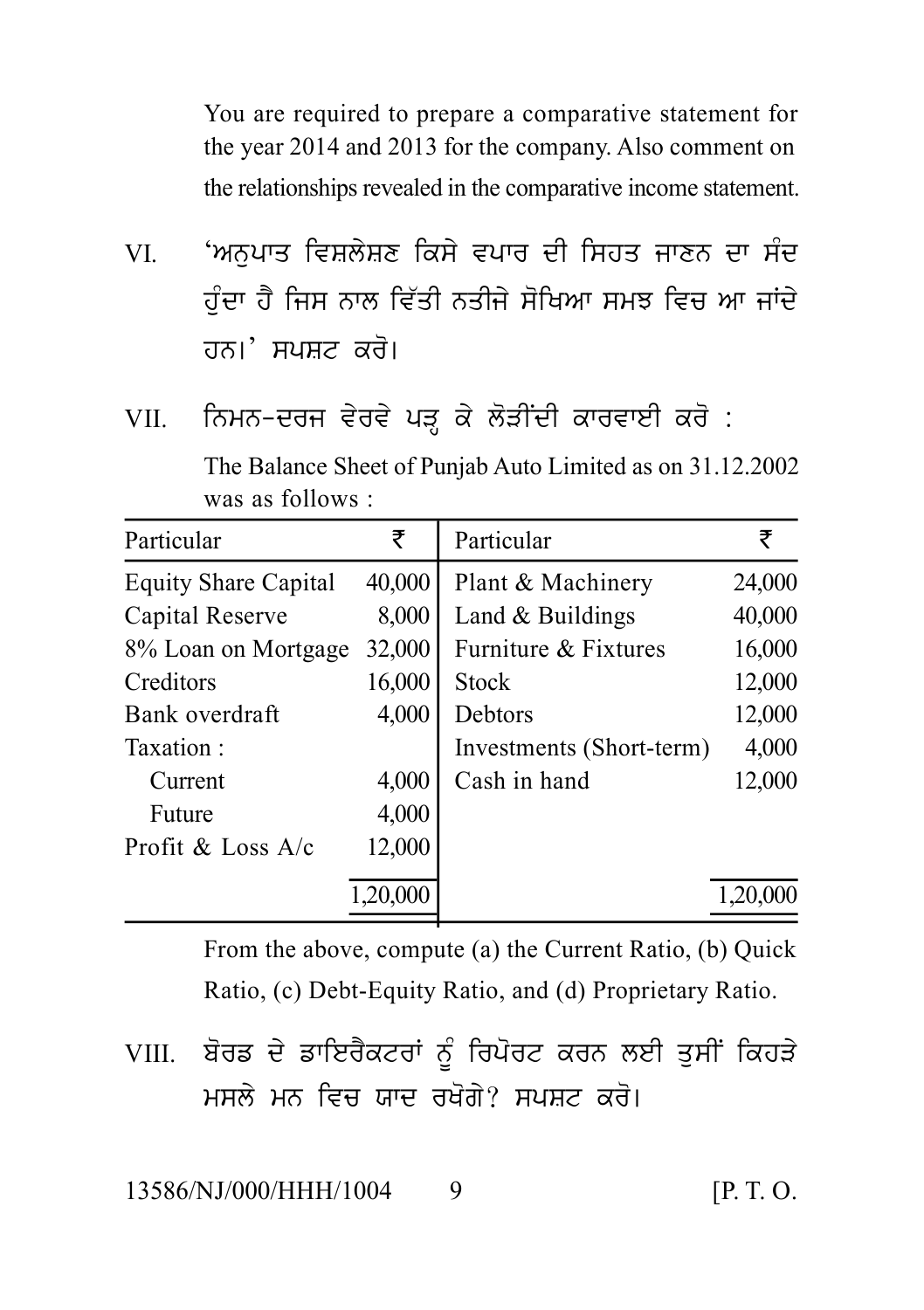You are required to prepare a comparative statement for the year 2014 and 2013 for the company. Also comment on the relationships revealed in the comparative income statement.

VI. 'ਅਨੁਪਾਤ ਵਿਸ਼ਲੇਸ਼ਣ ਕਿਸੇ ਵਪਾਰ ਦੀ ਸਿਹਤ ਜਾਣਨ ਦਾ ਸੰਦ ਹੁੰਦਾ ਹੈ ਜਿਸ ਨਾਲ ਵਿੱਤੀ ਨਤੀਜੇ ਸੌਖਿਆ ਸਮਝ ਵਿਚ ਆ ਜਾਂਦੇ ਹਨ।' ਸਪਸ਼ਟ ਕਰੋ।

VII. ਨਿਮਨ-ਦਰਜ ਵੇਰਵੇ ਪੜ੍ਹ ਕੇ ਲੋੜੀਂਦੀ ਕਾਰਵਾਈ ਕਰੋ :

The Balance Sheet of Punjab Auto Limited as on 31.12.2002 was as follows :

| Particular | ₹ | Particular | ₹ |
|---|---|---|---|
| Equity Share Capital | 40,000 | Plant & Machinery | 24,000 |
| Capital Reserve | 8,000 | Land & Buildings | 40,000 |
| 8% Loan on Mortgage | 32,000 | Furniture & Fixtures | 16,000 |
| Creditors | 16,000 | Stock | 12,000 |
| Bank overdraft | 4,000 | Debtors | 12,000 |
| Taxation : | | Investments (Short-term) | 4,000 |
| Current | 4,000 | Cash in hand | 12,000 |
| Future | 4,000 | | |
| Profit & Loss A/c | 12,000 | | |
| | 1,20,000 | | 1,20,000 |

From the above, compute (a) the Current Ratio, (b) Quick Ratio, (c) Debt-Equity Ratio, and (d) Proprietary Ratio.

VIII. ਬੋਰਡ ਦੇ ਡਾਇਰੈਕਟਰਾਂ ਨੂੰ ਰਿਪੋਰਟ ਕਰਨ ਲਈ ਤੁਸੀਂ ਕਿਹੜੇ ਮਸਲੇ ਮਨ ਵਿਚ ਯਾਦ ਰਖੋਗੇ? ਸਪਸ਼ਟ ਕਰੋ।

13586/NJ/000/HHH/1004 [P. T. O.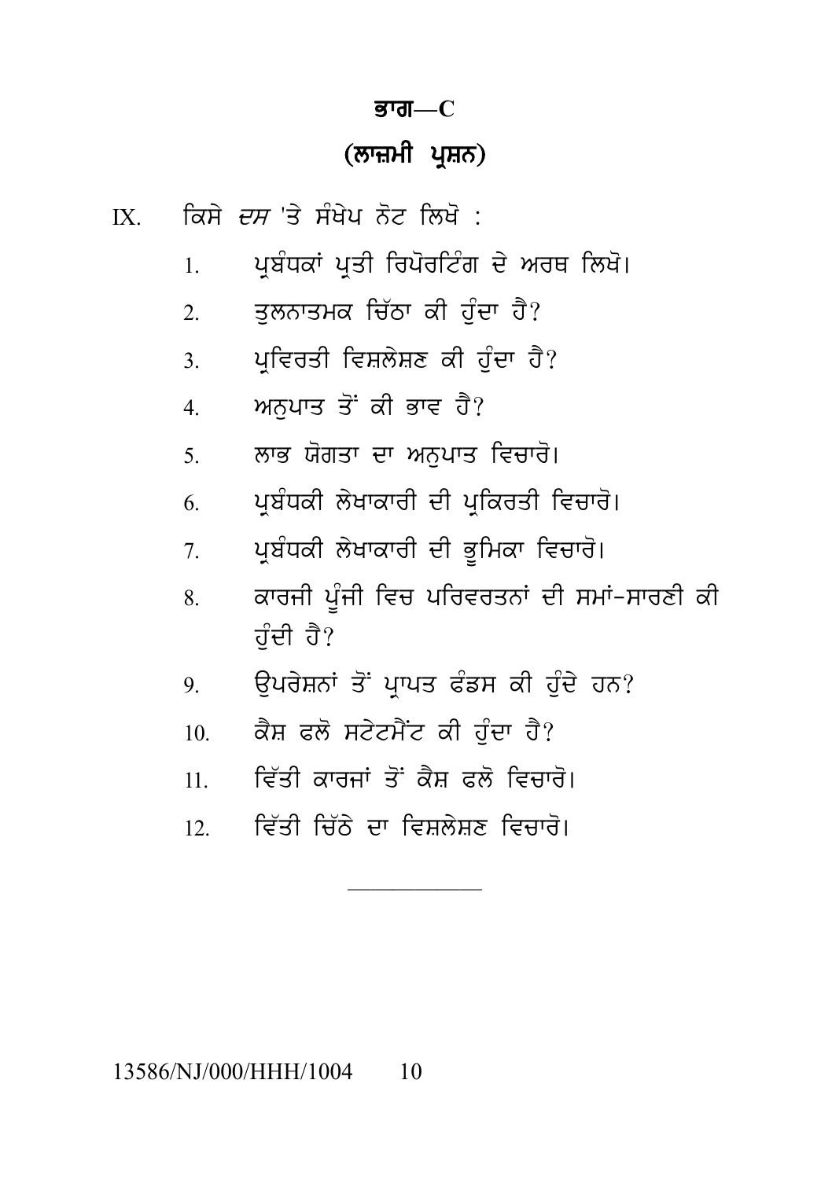## ਭਾਗ—C

### (ਲਾਜ਼ਮੀ ਪ੍ਰਸ਼ਨ)

IX. ਕਿਸੇ *ਦਸ* 'ਤੇ ਸੰਖੇਪ ਨੋਟ ਲਿਖੋ :

1. ਪ੍ਰਬੰਧਕਾਂ ਪ੍ਰਤੀ ਰਿਪੋਰਟਿੰਗ ਦੇ ਅਰਥ ਲਿਖੋ।
2. ਤੁਲਨਾਤਮਕ ਚਿੱਠਾ ਕੀ ਹੁੰਦਾ ਹੈ?
3. ਪ੍ਰਵਿਰਤੀ ਵਿਸ਼ਲੇਸ਼ਣ ਕੀ ਹੁੰਦਾ ਹੈ?
4. ਅਨੁਪਾਤ ਤੋਂ ਕੀ ਭਾਵ ਹੈ?
5. ਲਾਭ ਯੋਗਤਾ ਦਾ ਅਨੁਪਾਤ ਵਿਚਾਰੋ।
6. ਪ੍ਰਬੰਧਕੀ ਲੇਖਾਕਾਰੀ ਦੀ ਪ੍ਰਕਿਰਤੀ ਵਿਚਾਰੋ।
7. ਪ੍ਰਬੰਧਕੀ ਲੇਖਾਕਾਰੀ ਦੀ ਭੂਮਿਕਾ ਵਿਚਾਰੋ।
8. ਕਾਰਜੀ ਪੂੰਜੀ ਵਿਚ ਪਰਿਵਰਤਨਾਂ ਦੀ ਸਮਾਂ-ਸਾਰਣੀ ਕੀ ਹੁੰਦੀ ਹੈ?
9. ਉਪਰੇਸ਼ਨਾਂ ਤੋਂ ਪ੍ਰਾਪਤ ਫੰਡਸ ਕੀ ਹੁੰਦੇ ਹਨ?
10. ਕੈਸ਼ ਫਲੋ ਸਟੇਟਮੈਂਟ ਕੀ ਹੁੰਦਾ ਹੈ?
11. ਵਿੱਤੀ ਕਾਰਜਾਂ ਤੋਂ ਕੈਸ਼ ਫਲੋ ਵਿਚਾਰੋ।
12. ਵਿੱਤੀ ਚਿੱਠੇ ਦਾ ਵਿਸ਼ਲੇਸ਼ਣ ਵਿਚਾਰੋ।

---

13586/NJ/000/HHH/1004